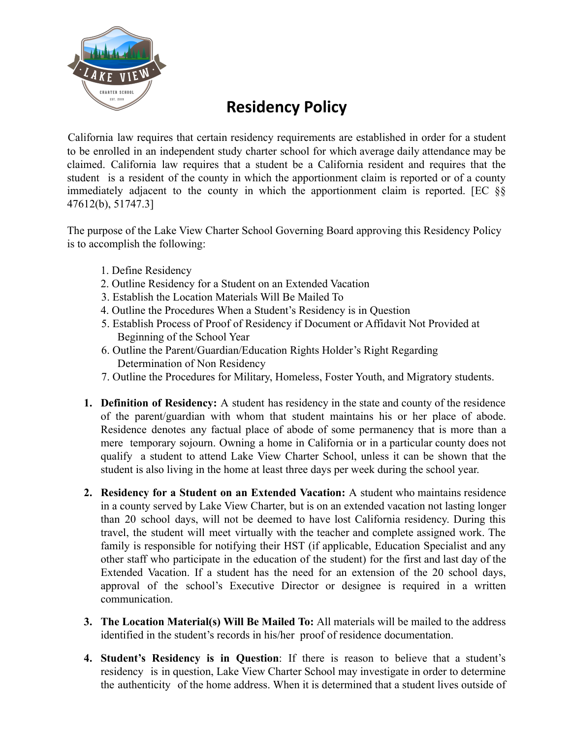# Residency Policy

California law requires that certain residency requirements are established in order for a student to be enrolled in an independent study charter school for which average daily attendance may be claimed. California law requires that a student be a California resident and requires that the student is a resident of the county in which the apportionment claim is reported or of a county immediately adjacent to the county in which the apportionment claim is reported. [EC §§ 47612(b), 51747.3]

The purpose of the Lake View Charter School Governing Board approving this Residency Policy is to accomplish the following:

1. Define Residency
2. Outline Residency for a Student on an Extended Vacation
3. Establish the Location Materials Will Be Mailed To
4. Outline the Procedures When a Student's Residency is in Question
5. Establish Process of Proof of Residency if Document or Affidavit Not Provided at Beginning of the School Year
6. Outline the Parent/Guardian/Education Rights Holder's Right Regarding Determination of Non Residency
7. Outline the Procedures for Military, Homeless, Foster Youth, and Migratory students.

1. **Definition of Residency:** A student has residency in the state and county of the residence of the parent/guardian with whom that student maintains his or her place of abode. Residence denotes any factual place of abode of some permanency that is more than a mere temporary sojourn. Owning a home in California or in a particular county does not qualify a student to attend Lake View Charter School, unless it can be shown that the student is also living in the home at least three days per week during the school year.

2. **Residency for a Student on an Extended Vacation:** A student who maintains residence in a county served by Lake View Charter, but is on an extended vacation not lasting longer than 20 school days, will not be deemed to have lost California residency. During this travel, the student will meet virtually with the teacher and complete assigned work. The family is responsible for notifying their HST (if applicable, Education Specialist and any other staff who participate in the education of the student) for the first and last day of the Extended Vacation. If a student has the need for an extension of the 20 school days, approval of the school's Executive Director or designee is required in a written communication.

3. **The Location Material(s) Will Be Mailed To:** All materials will be mailed to the address identified in the student's records in his/her proof of residence documentation.

4. **Student's Residency is in Question**: If there is reason to believe that a student's residency is in question, Lake View Charter School may investigate in order to determine the authenticity of the home address. When it is determined that a student lives outside of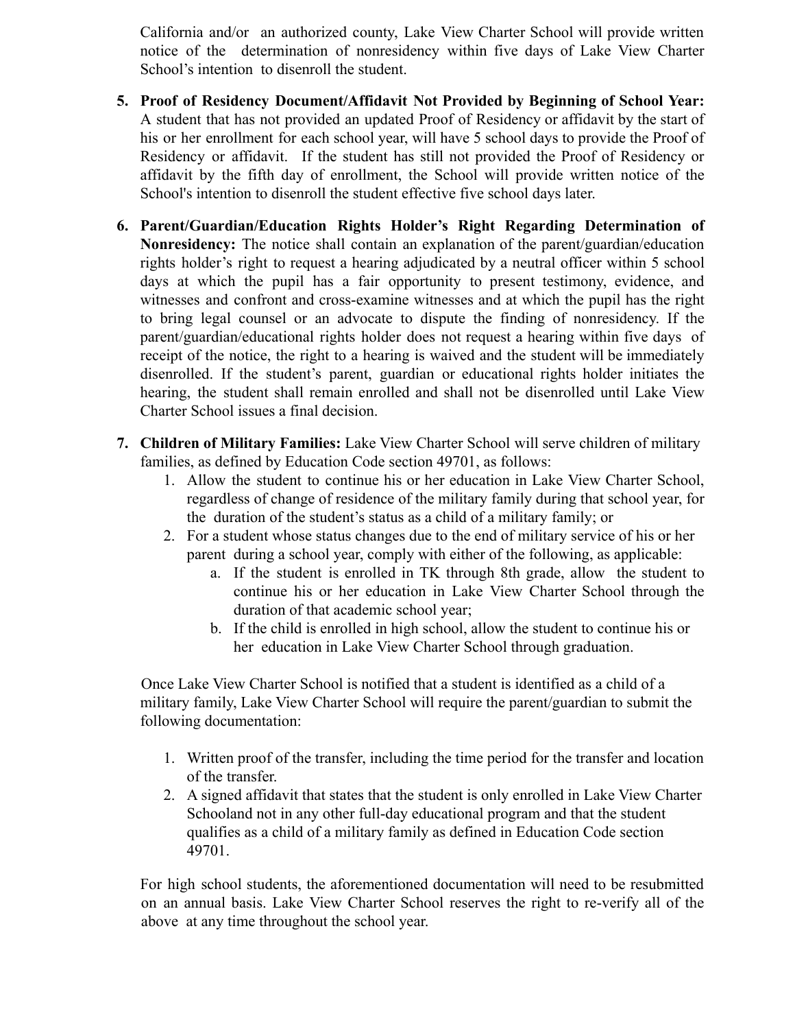California and/or an authorized county, Lake View Charter School will provide written notice of the determination of nonresidency within five days of Lake View Charter School's intention to disenroll the student.

5. **Proof of Residency Document/Affidavit Not Provided by Beginning of School Year:** A student that has not provided an updated Proof of Residency or affidavit by the start of his or her enrollment for each school year, will have 5 school days to provide the Proof of Residency or affidavit. If the student has still not provided the Proof of Residency or affidavit by the fifth day of enrollment, the School will provide written notice of the School's intention to disenroll the student effective five school days later.

6. **Parent/Guardian/Education Rights Holder's Right Regarding Determination of Nonresidency:** The notice shall contain an explanation of the parent/guardian/education rights holder's right to request a hearing adjudicated by a neutral officer within 5 school days at which the pupil has a fair opportunity to present testimony, evidence, and witnesses and confront and cross-examine witnesses and at which the pupil has the right to bring legal counsel or an advocate to dispute the finding of nonresidency. If the parent/guardian/educational rights holder does not request a hearing within five days of receipt of the notice, the right to a hearing is waived and the student will be immediately disenrolled. If the student's parent, guardian or educational rights holder initiates the hearing, the student shall remain enrolled and shall not be disenrolled until Lake View Charter School issues a final decision.

7. **Children of Military Families:** Lake View Charter School will serve children of military families, as defined by Education Code section 49701, as follows:
   1. Allow the student to continue his or her education in Lake View Charter School, regardless of change of residence of the military family during that school year, for the duration of the student's status as a child of a military family; or
   2. For a student whose status changes due to the end of military service of his or her parent during a school year, comply with either of the following, as applicable:
      a. If the student is enrolled in TK through 8th grade, allow the student to continue his or her education in Lake View Charter School through the duration of that academic school year;
      b. If the child is enrolled in high school, allow the student to continue his or her education in Lake View Charter School through graduation.

   Once Lake View Charter School is notified that a student is identified as a child of a military family, Lake View Charter School will require the parent/guardian to submit the following documentation:

   1. Written proof of the transfer, including the time period for the transfer and location of the transfer.
   2. A signed affidavit that states that the student is only enrolled in Lake View Charter Schooland not in any other full-day educational program and that the student qualifies as a child of a military family as defined in Education Code section 49701.

   For high school students, the aforementioned documentation will need to be resubmitted on an annual basis. Lake View Charter School reserves the right to re-verify all of the above at any time throughout the school year.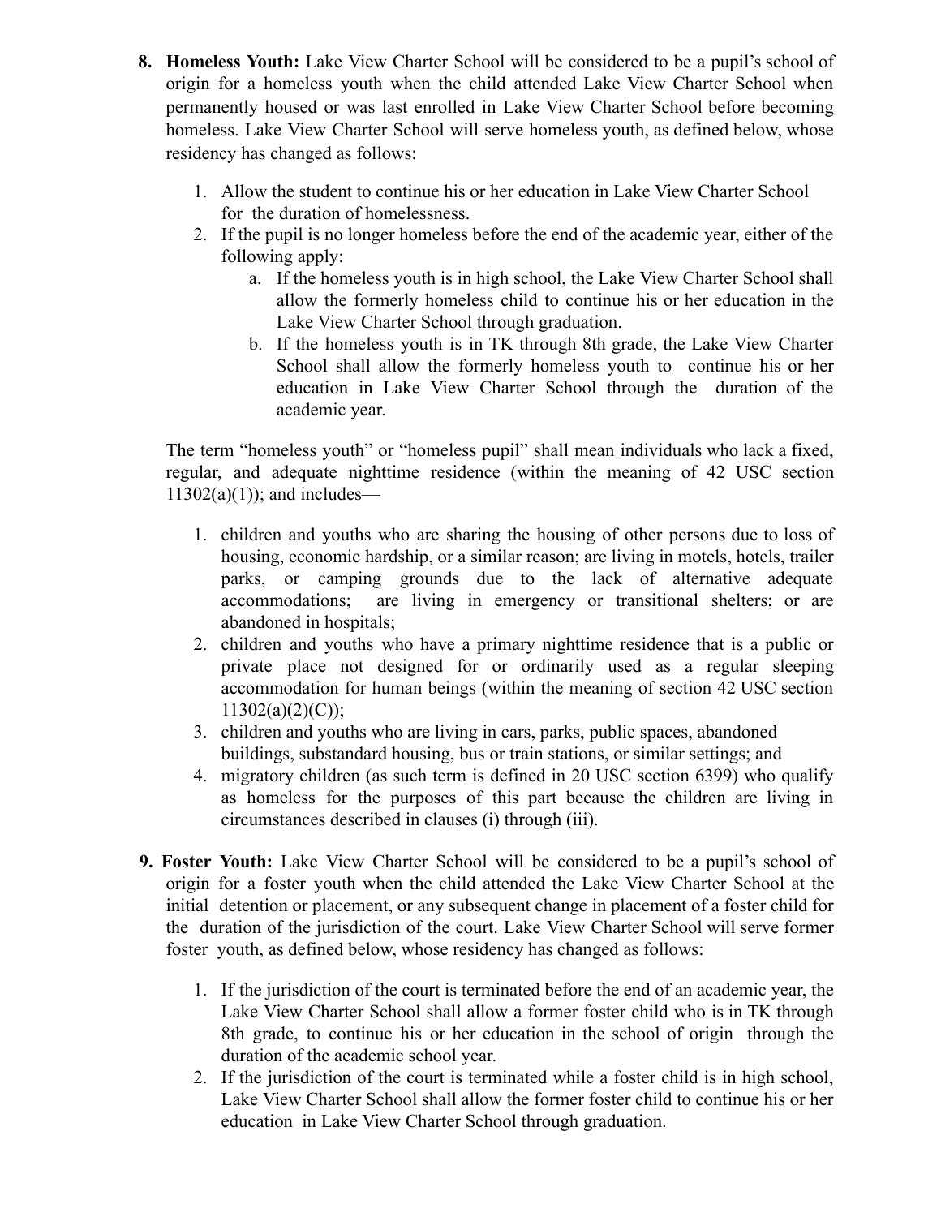8. **Homeless Youth:** Lake View Charter School will be considered to be a pupil's school of origin for a homeless youth when the child attended Lake View Charter School when permanently housed or was last enrolled in Lake View Charter School before becoming homeless. Lake View Charter School will serve homeless youth, as defined below, whose residency has changed as follows:

    1. Allow the student to continue his or her education in Lake View Charter School for the duration of homelessness.
    2. If the pupil is no longer homeless before the end of the academic year, either of the following apply:
        a. If the homeless youth is in high school, the Lake View Charter School shall allow the formerly homeless child to continue his or her education in the Lake View Charter School through graduation.
        b. If the homeless youth is in TK through 8th grade, the Lake View Charter School shall allow the formerly homeless youth to continue his or her education in Lake View Charter School through the duration of the academic year.

    The term "homeless youth" or "homeless pupil" shall mean individuals who lack a fixed, regular, and adequate nighttime residence (within the meaning of 42 USC section 11302(a)(1)); and includes—

    1. children and youths who are sharing the housing of other persons due to loss of housing, economic hardship, or a similar reason; are living in motels, hotels, trailer parks, or camping grounds due to the lack of alternative adequate accommodations; are living in emergency or transitional shelters; or are abandoned in hospitals;
    2. children and youths who have a primary nighttime residence that is a public or private place not designed for or ordinarily used as a regular sleeping accommodation for human beings (within the meaning of section 42 USC section 11302(a)(2)(C));
    3. children and youths who are living in cars, parks, public spaces, abandoned buildings, substandard housing, bus or train stations, or similar settings; and
    4. migratory children (as such term is defined in 20 USC section 6399) who qualify as homeless for the purposes of this part because the children are living in circumstances described in clauses (i) through (iii).

9. **Foster Youth:** Lake View Charter School will be considered to be a pupil's school of origin for a foster youth when the child attended the Lake View Charter School at the initial detention or placement, or any subsequent change in placement of a foster child for the duration of the jurisdiction of the court. Lake View Charter School will serve former foster youth, as defined below, whose residency has changed as follows:

    1. If the jurisdiction of the court is terminated before the end of an academic year, the Lake View Charter School shall allow a former foster child who is in TK through 8th grade, to continue his or her education in the school of origin through the duration of the academic school year.
    2. If the jurisdiction of the court is terminated while a foster child is in high school, Lake View Charter School shall allow the former foster child to continue his or her education in Lake View Charter School through graduation.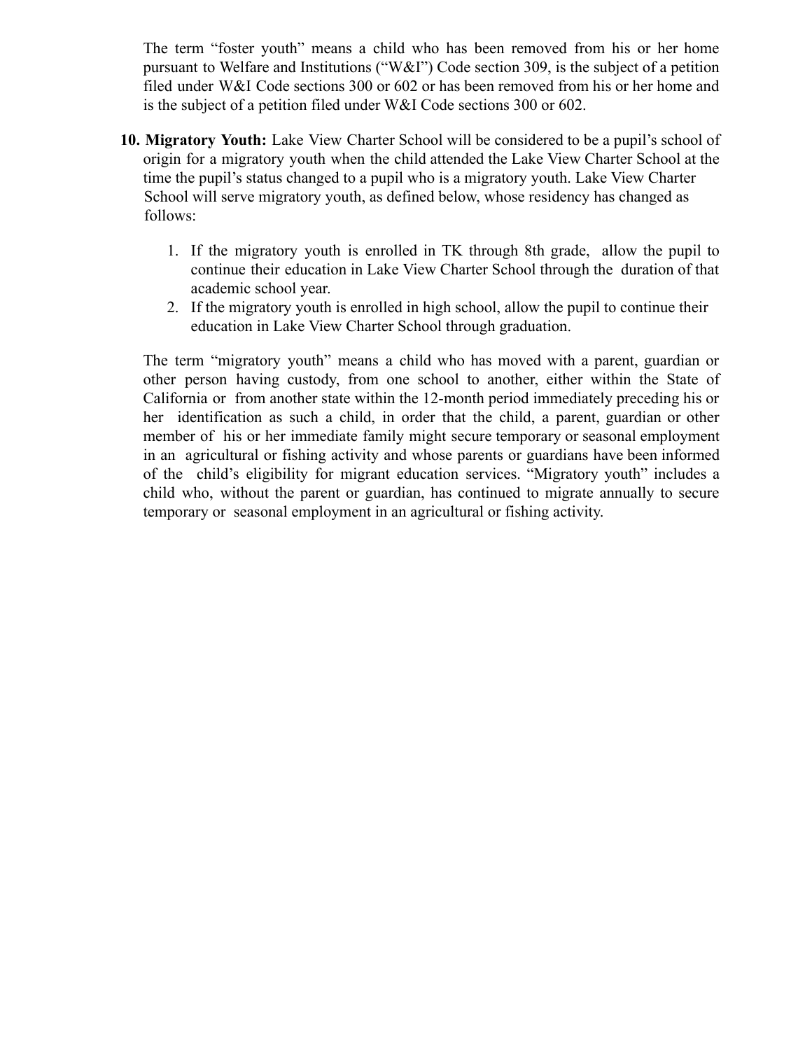The term “foster youth” means a child who has been removed from his or her home pursuant to Welfare and Institutions (“W&I”) Code section 309, is the subject of a petition filed under W&I Code sections 300 or 602 or has been removed from his or her home and is the subject of a petition filed under W&I Code sections 300 or 602.

10. **Migratory Youth:** Lake View Charter School will be considered to be a pupil’s school of origin for a migratory youth when the child attended the Lake View Charter School at the time the pupil’s status changed to a pupil who is a migratory youth. Lake View Charter School will serve migratory youth, as defined below, whose residency has changed as follows:

    1. If the migratory youth is enrolled in TK through 8th grade, allow the pupil to continue their education in Lake View Charter School through the duration of that academic school year.
    2. If the migratory youth is enrolled in high school, allow the pupil to continue their education in Lake View Charter School through graduation.

    The term “migratory youth” means a child who has moved with a parent, guardian or other person having custody, from one school to another, either within the State of California or from another state within the 12-month period immediately preceding his or her identification as such a child, in order that the child, a parent, guardian or other member of his or her immediate family might secure temporary or seasonal employment in an agricultural or fishing activity and whose parents or guardians have been informed of the child’s eligibility for migrant education services. “Migratory youth” includes a child who, without the parent or guardian, has continued to migrate annually to secure temporary or seasonal employment in an agricultural or fishing activity.